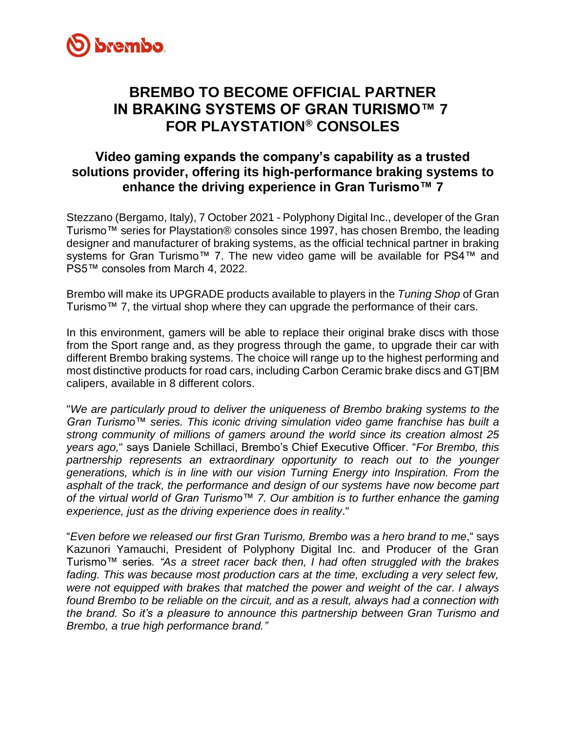# BREMBO TO BECOME OFFICIAL PARTNER IN BRAKING SYSTEMS OF GRAN TURISMO™ 7 FOR PLAYSTATION® CONSOLES

## Video gaming expands the company's capability as a trusted solutions provider, offering its high-performance braking systems to enhance the driving experience in Gran Turismo™ 7

Stezzano (Bergamo, Italy), 7 October 2021 - Polyphony Digital Inc., developer of the Gran Turismo™ series for Playstation® consoles since 1997, has chosen Brembo, the leading designer and manufacturer of braking systems, as the official technical partner in braking systems for Gran Turismo™ 7. The new video game will be available for PS4™ and PS5™ consoles from March 4, 2022.

Brembo will make its UPGRADE products available to players in the *Tuning Shop* of Gran Turismo™ 7, the virtual shop where they can upgrade the performance of their cars.

In this environment, gamers will be able to replace their original brake discs with those from the Sport range and, as they progress through the game, to upgrade their car with different Brembo braking systems. The choice will range up to the highest performing and most distinctive products for road cars, including Carbon Ceramic brake discs and GT|BM calipers, available in 8 different colors.

"*We are particularly proud to deliver the uniqueness of Brembo braking systems to the Gran Turismo™ series. This iconic driving simulation video game franchise has built a strong community of millions of gamers around the world since its creation almost 25 years ago,*" says Daniele Schillaci, Brembo's Chief Executive Officer. "*For Brembo, this partnership represents an extraordinary opportunity to reach out to the younger generations, which is in line with our vision Turning Energy into Inspiration. From the asphalt of the track, the performance and design of our systems have now become part of the virtual world of Gran Turismo™ 7. Our ambition is to further enhance the gaming experience, just as the driving experience does in reality*."

"*Even before we released our first Gran Turismo, Brembo was a hero brand to me*," says Kazunori Yamauchi, President of Polyphony Digital Inc. and Producer of the Gran Turismo™ series. *"As a street racer back then, I had often struggled with the brakes fading. This was because most production cars at the time, excluding a very select few, were not equipped with brakes that matched the power and weight of the car. I always found Brembo to be reliable on the circuit, and as a result, always had a connection with the brand. So it's a pleasure to announce this partnership between Gran Turismo and Brembo, a true high performance brand."*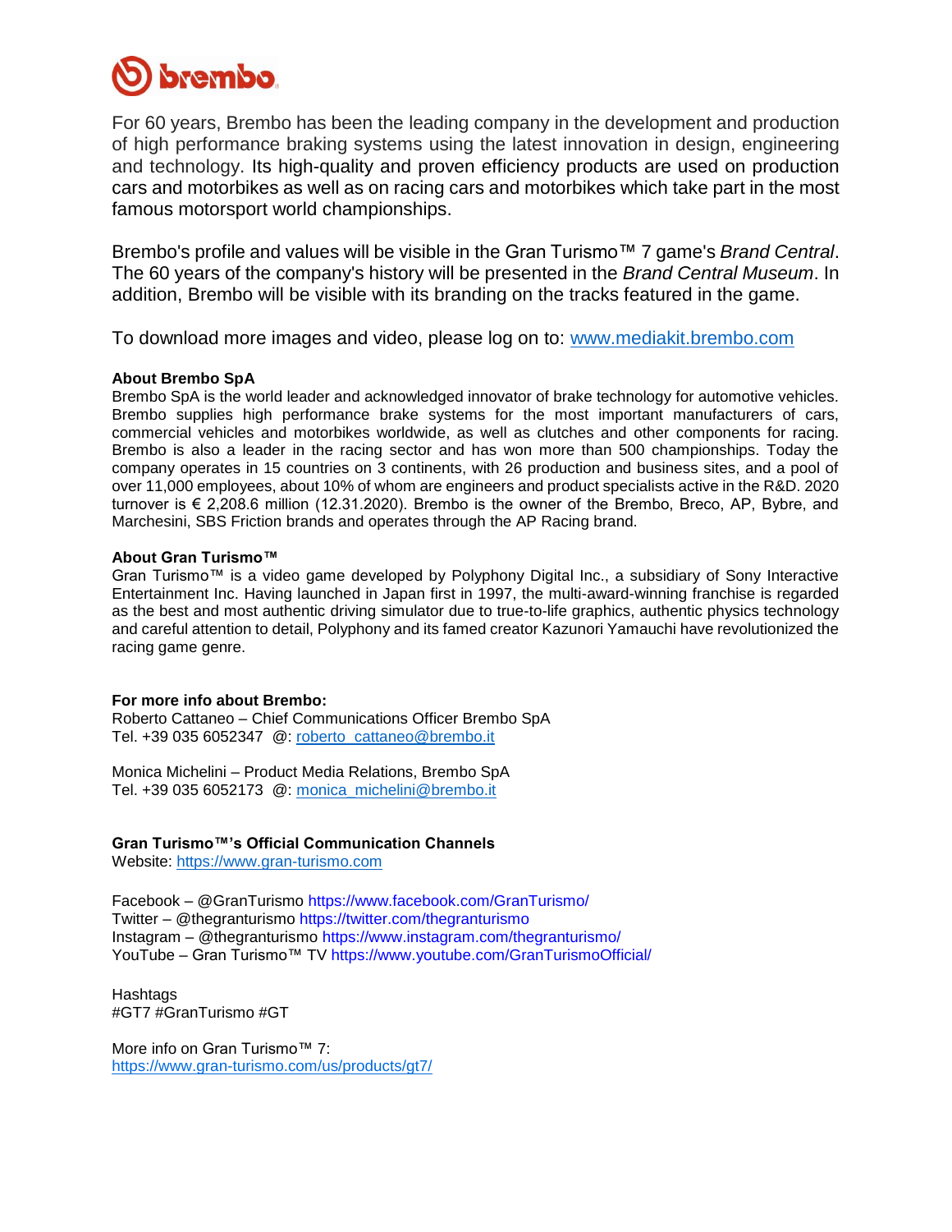For 60 years, Brembo has been the leading company in the development and production of high performance braking systems using the latest innovation in design, engineering and technology. Its high-quality and proven efficiency products are used on production cars and motorbikes as well as on racing cars and motorbikes which take part in the most famous motorsport world championships.

Brembo's profile and values will be visible in the Gran Turismo™ 7 game's *Brand Central*. The 60 years of the company's history will be presented in the *Brand Central Museum*. In addition, Brembo will be visible with its branding on the tracks featured in the game.

To download more images and video, please log on to: [www.mediakit.brembo.com](http://www.mediakit.brembo.com)

**About Brembo SpA**

Brembo SpA is the world leader and acknowledged innovator of brake technology for automotive vehicles. Brembo supplies high performance brake systems for the most important manufacturers of cars, commercial vehicles and motorbikes worldwide, as well as clutches and other components for racing. Brembo is also a leader in the racing sector and has won more than 500 championships. Today the company operates in 15 countries on 3 continents, with 26 production and business sites, and a pool of over 11,000 employees, about 10% of whom are engineers and product specialists active in the R&D. 2020 turnover is € 2,208.6 million (12.31.2020). Brembo is the owner of the Brembo, Breco, AP, Bybre, and Marchesini, SBS Friction brands and operates through the AP Racing brand.

**About Gran Turismo™**

Gran Turismo™ is a video game developed by Polyphony Digital Inc., a subsidiary of Sony Interactive Entertainment Inc. Having launched in Japan first in 1997, the multi-award-winning franchise is regarded as the best and most authentic driving simulator due to true-to-life graphics, authentic physics technology and careful attention to detail, Polyphony and its famed creator Kazunori Yamauchi have revolutionized the racing game genre.

**For more info about Brembo:**

Roberto Cattaneo – Chief Communications Officer Brembo SpA
Tel. +39 035 6052347 @: [roberto_cattaneo@brembo.it](mailto:roberto_cattaneo@brembo.it)

Monica Michelini – Product Media Relations, Brembo SpA
Tel. +39 035 6052173 @: [monica_michelini@brembo.it](mailto:monica_michelini@brembo.it)

**Gran Turismo™'s Official Communication Channels**

Website: [https://www.gran-turismo.com](https://www.gran-turismo.com)

Facebook – @GranTurismo https://www.facebook.com/GranTurismo/
Twitter – @thegranturismo https://twitter.com/thegranturismo
Instagram – @thegranturismo https://www.instagram.com/thegranturismo/
YouTube – Gran Turismo™ TV https://www.youtube.com/GranTurismoOfficial/

Hashtags
#GT7 #GranTurismo #GT

More info on Gran Turismo™ 7:
[https://www.gran-turismo.com/us/products/gt7/](https://www.gran-turismo.com/us/products/gt7/)